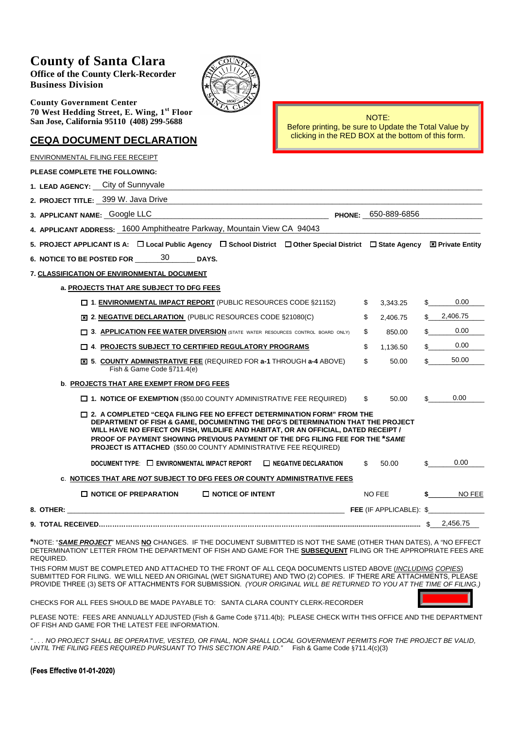# County of Santa Clara

**Office of the County Clerk-Recorder**
**Business Division**

**County Government Center**
**70 West Hedding Street, E. Wing, 1st Floor**
**San Jose, California 95110 (408) 299-5688**

NOTE:
Before printing, be sure to Update the Total Value by clicking in the RED BOX at the bottom of this form.

## CEQA DOCUMENT DECLARATION

ENVIRONMENTAL FILING FEE RECEIPT

**PLEASE COMPLETE THE FOLLOWING:**

1. **LEAD AGENCY:** City of Sunnyvale
2. **PROJECT TITLE:** 399 W. Java Drive
3. **APPLICANT NAME:** Google LLC **PHONE:** 650-889-6856
4. **APPLICANT ADDRESS:** 1600 Amphitheatre Parkway, Mountain View CA 94043
5. **PROJECT APPLICANT IS A:** ☐ Local Public Agency ☐ School District ☐ Other Special District ☐ State Agency ☒ Private Entity
6. **NOTICE TO BE POSTED FOR** 30 **DAYS.**
7. **CLASSIFICATION OF ENVIRONMENTAL DOCUMENT**

**a. PROJECTS THAT ARE SUBJECT TO DFG FEES**

| | Fee | Amount |
|---|---|---|
| ☐ 1. **ENVIRONMENTAL IMPACT REPORT** (PUBLIC RESOURCES CODE §21152) | $ 3,343.25 | $ 0.00 |
| ☒ 2. **NEGATIVE DECLARATION** (PUBLIC RESOURCES CODE §21080(C)) | $ 2,406.75 | $ 2,406.75 |
| ☐ 3. **APPLICATION FEE WATER DIVERSION** (STATE WATER RESOURCES CONTROL BOARD ONLY) | $ 850.00 | $ 0.00 |
| ☐ 4. **PROJECTS SUBJECT TO CERTIFIED REGULATORY PROGRAMS** | $ 1,136.50 | $ 0.00 |
| ☒ 5. **COUNTY ADMINISTRATIVE FEE** (REQUIRED FOR **a-1** THROUGH **a-4** ABOVE) Fish & Game Code §711.4(e) | $ 50.00 | $ 50.00 |

**b. PROJECTS THAT ARE EXEMPT FROM DFG FEES**

| | Fee | Amount |
|---|---|---|
| ☐ 1. **NOTICE OF EXEMPTION** ($50.00 COUNTY ADMINISTRATIVE FEE REQUIRED) | $ 50.00 | $ 0.00 |
| ☐ 2. **A COMPLETED "CEQA FILING FEE NO EFFECT DETERMINATION FORM" FROM THE DEPARTMENT OF FISH & GAME, DOCUMENTING THE DFG'S DETERMINATION THAT THE PROJECT WILL HAVE NO EFFECT ON FISH, WILDLIFE AND HABITAT, OR AN OFFICIAL, DATED RECEIPT / PROOF OF PAYMENT SHOWING PREVIOUS PAYMENT OF THE DFG FILING FEE FOR THE *SAME PROJECT IS ATTACHED** ($50.00 COUNTY ADMINISTRATIVE FEE REQUIRED) DOCUMENT TYPE: ☐ ENVIRONMENTAL IMPACT REPORT ☐ NEGATIVE DECLARATION | $ 50.00 | $ 0.00 |

**c. NOTICES THAT ARE *NOT* SUBJECT TO DFG FEES *OR* COUNTY ADMINISTRATIVE FEES**

| | Fee | Amount |
|---|---|---|
| ☐ **NOTICE OF PREPARATION** ☐ **NOTICE OF INTENT** | NO FEE | $ NO FEE |

8. **OTHER:** ________ **FEE** (IF APPLICABLE): $ ________

9. **TOTAL RECEIVED**.......... $ 2,456.75

***NOTE: "*SAME PROJECT*" MEANS NO** CHANGES. IF THE DOCUMENT SUBMITTED IS NOT THE SAME (OTHER THAN DATES), A "NO EFFECT DETERMINATION" LETTER FROM THE DEPARTMENT OF FISH AND GAME FOR THE **SUBSEQUENT** FILING OR THE APPROPRIATE FEES ARE REQUIRED.

THIS FORM MUST BE COMPLETED AND ATTACHED TO THE FRONT OF ALL CEQA DOCUMENTS LISTED ABOVE (*INCLUDING COPIES*) SUBMITTED FOR FILING. WE WILL NEED AN ORIGINAL (WET SIGNATURE) AND TWO (2) COPIES. IF THERE ARE ATTACHMENTS, PLEASE PROVIDE THREE (3) SETS OF ATTACHMENTS FOR SUBMISSION. *(YOUR ORIGINAL WILL BE RETURNED TO YOU AT THE TIME OF FILING.)*

CHECKS FOR ALL FEES SHOULD BE MADE PAYABLE TO: SANTA CLARA COUNTY CLERK-RECORDER

PLEASE NOTE: FEES ARE ANNUALLY ADJUSTED (Fish & Game Code §711.4(b); PLEASE CHECK WITH THIS OFFICE AND THE DEPARTMENT OF FISH AND GAME FOR THE LATEST FEE INFORMATION.

*". . . NO PROJECT SHALL BE OPERATIVE, VESTED, OR FINAL, NOR SHALL LOCAL GOVERNMENT PERMITS FOR THE PROJECT BE VALID, UNTIL THE FILING FEES REQUIRED PURSUANT TO THIS SECTION ARE PAID."* Fish & Game Code §711.4(c)(3)

**(Fees Effective 01-01-2020)**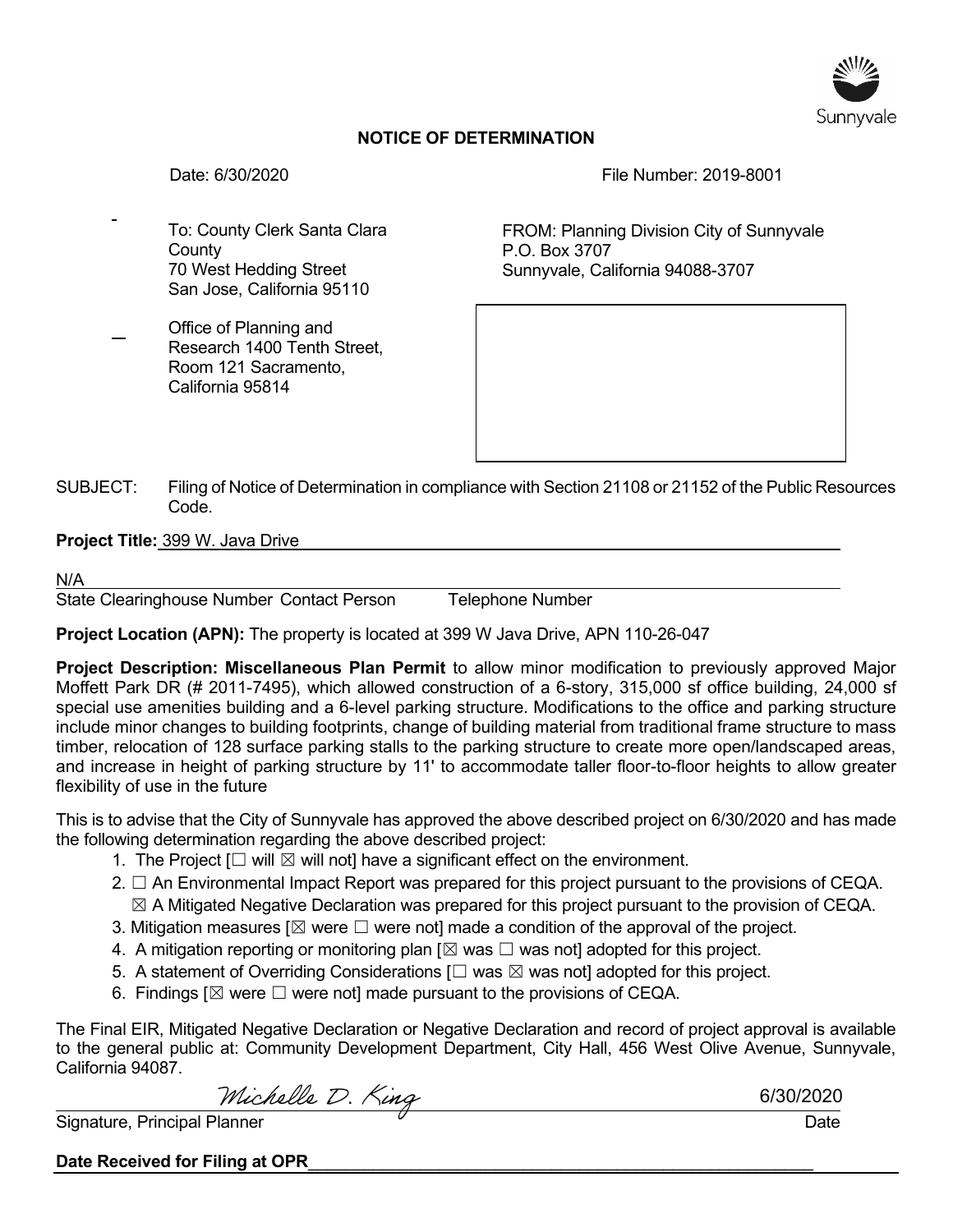Sunnyvale

## NOTICE OF DETERMINATION

Date: 6/30/2020

File Number: 2019-8001

To: County Clerk Santa Clara County
70 West Hedding Street
San Jose, California 95110

Office of Planning and Research 1400 Tenth Street, Room 121 Sacramento, California 95814

FROM: Planning Division City of Sunnyvale
P.O. Box 3707
Sunnyvale, California 94088-3707

SUBJECT: Filing of Notice of Determination in compliance with Section 21108 or 21152 of the Public Resources Code.

**Project Title:** 399 W. Java Drive

N/A

State Clearinghouse Number Contact Person Telephone Number

**Project Location (APN):** The property is located at 399 W Java Drive, APN 110-26-047

**Project Description: Miscellaneous Plan Permit** to allow minor modification to previously approved Major Moffett Park DR (# 2011-7495), which allowed construction of a 6-story, 315,000 sf office building, 24,000 sf special use amenities building and a 6-level parking structure. Modifications to the office and parking structure include minor changes to building footprints, change of building material from traditional frame structure to mass timber, relocation of 128 surface parking stalls to the parking structure to create more open/landscaped areas, and increase in height of parking structure by 11' to accommodate taller floor-to-floor heights to allow greater flexibility of use in the future

This is to advise that the City of Sunnyvale has approved the above described project on 6/30/2020 and has made the following determination regarding the above described project:

1. The Project [☐ will ☒ will not] have a significant effect on the environment.
2. ☐ An Environmental Impact Report was prepared for this project pursuant to the provisions of CEQA.
   ☒ A Mitigated Negative Declaration was prepared for this project pursuant to the provision of CEQA.
3. Mitigation measures [☒ were ☐ were not] made a condition of the approval of the project.
4. A mitigation reporting or monitoring plan [☒ was ☐ was not] adopted for this project.
5. A statement of Overriding Considerations [☐ was ☒ was not] adopted for this project.
6. Findings [☒ were ☐ were not] made pursuant to the provisions of CEQA.

The Final EIR, Mitigated Negative Declaration or Negative Declaration and record of project approval is available to the general public at: Community Development Department, City Hall, 456 West Olive Avenue, Sunnyvale, California 94087.

Michelle D. King — 6/30/2020

Signature, Principal Planner — Date

**Date Received for Filing at OPR**\_\_\_\_\_\_\_\_\_\_\_\_\_\_\_\_\_\_\_\_\_\_\_\_\_\_\_\_\_\_\_\_\_\_\_\_\_\_\_\_\_\_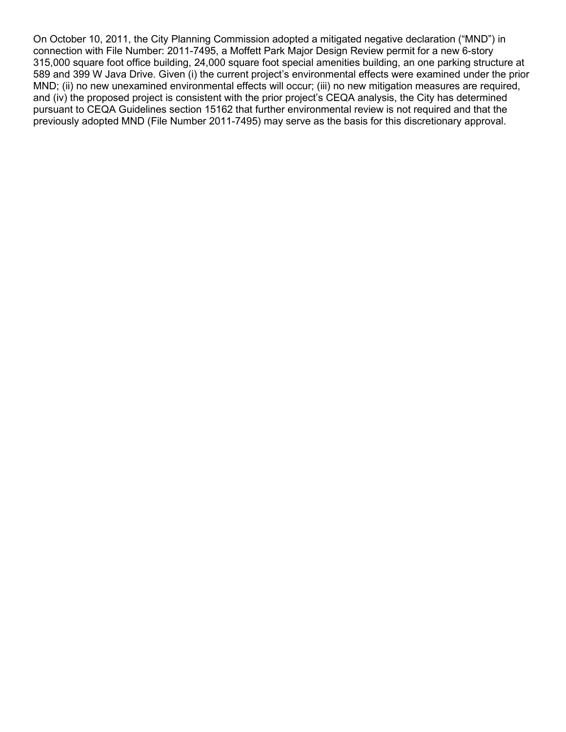On October 10, 2011, the City Planning Commission adopted a mitigated negative declaration ("MND") in connection with File Number: 2011-7495, a Moffett Park Major Design Review permit for a new 6-story 315,000 square foot office building, 24,000 square foot special amenities building, an one parking structure at 589 and 399 W Java Drive. Given (i) the current project's environmental effects were examined under the prior MND; (ii) no new unexamined environmental effects will occur; (iii) no new mitigation measures are required, and (iv) the proposed project is consistent with the prior project's CEQA analysis, the City has determined pursuant to CEQA Guidelines section 15162 that further environmental review is not required and that the previously adopted MND (File Number 2011-7495) may serve as the basis for this discretionary approval.